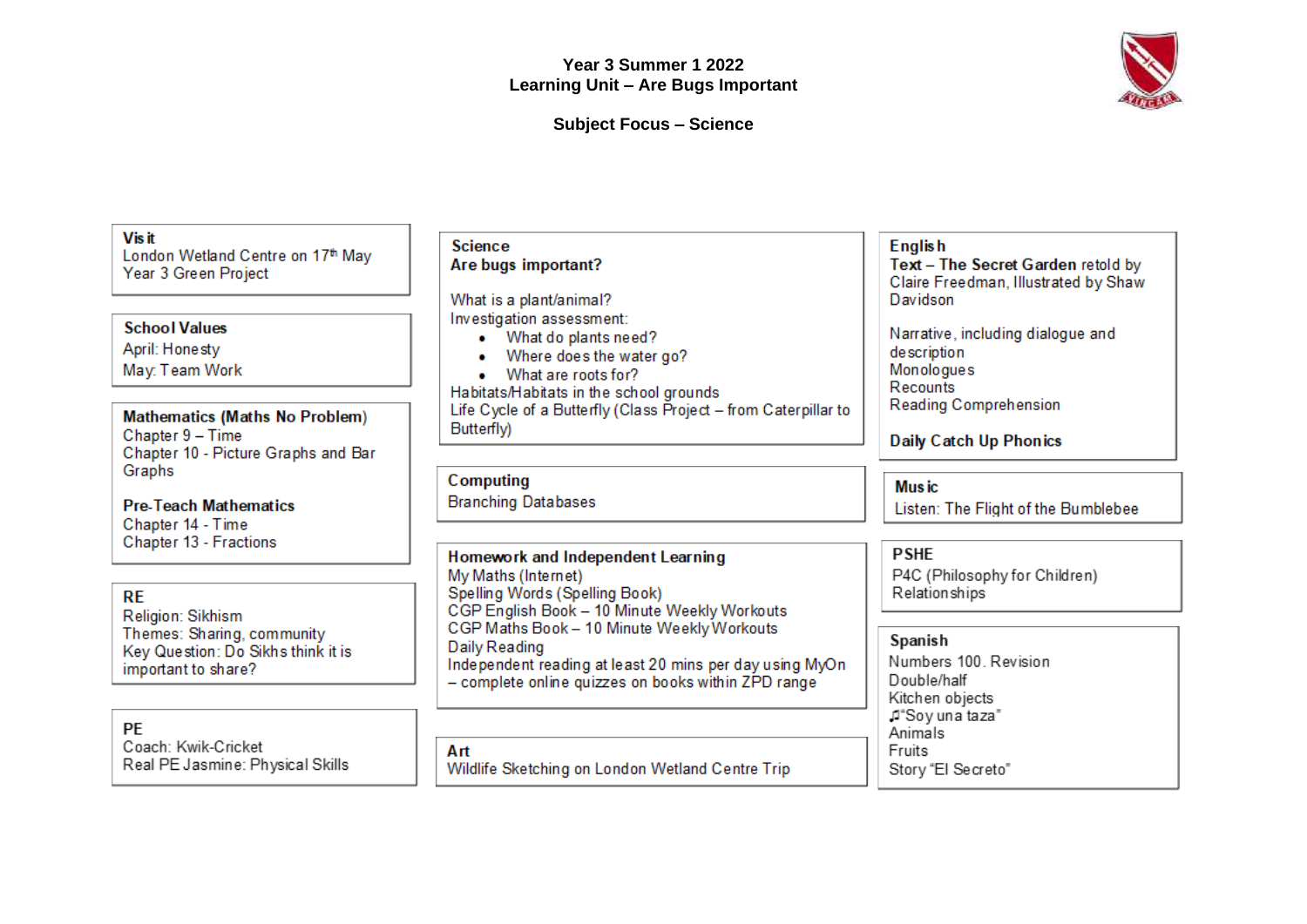# Year 3 Summer 1 2022
## Learning Unit – Are Bugs Important

**Subject Focus – Science**

**Visit**
London Wetland Centre on 17th May
Year 3 Green Project

**School Values**
April: Honesty
May: Team Work

**Mathematics (Maths No Problem)**
Chapter 9 – Time
Chapter 10 - Picture Graphs and Bar Graphs

**Pre-Teach Mathematics**
Chapter 14 - Time
Chapter 13 - Fractions

**RE**
Religion: Sikhism
Themes: Sharing, community
Key Question: Do Sikhs think it is important to share?

**PE**
Coach: Kwik-Cricket
Real PE Jasmine: Physical Skills

**Science**
**Are bugs important?**

What is a plant/animal?
Investigation assessment:

- What do plants need?
- Where does the water go?
- What are roots for?

Habitats/Habitats in the school grounds
Life Cycle of a Butterfly (Class Project – from Caterpillar to Butterfly)

**Computing**
Branching Databases

**Homework and Independent Learning**
My Maths (Internet)
Spelling Words (Spelling Book)
CGP English Book – 10 Minute Weekly Workouts
CGP Maths Book – 10 Minute Weekly Workouts
Daily Reading
Independent reading at least 20 mins per day using MyOn – complete online quizzes on books within ZPD range

**Art**
Wildlife Sketching on London Wetland Centre Trip

**English**
**Text – The Secret Garden** retold by Claire Freedman, Illustrated by Shaw Davidson

Narrative, including dialogue and description
Monologues
Recounts
Reading Comprehension

**Daily Catch Up Phonics**

**Music**
Listen: The Flight of the Bumblebee

**PSHE**
P4C (Philosophy for Children)
Relationships

**Spanish**
Numbers 100. Revision
Double/half
Kitchen objects
♫"Soy una taza"
Animals
Fruits
Story "El Secreto"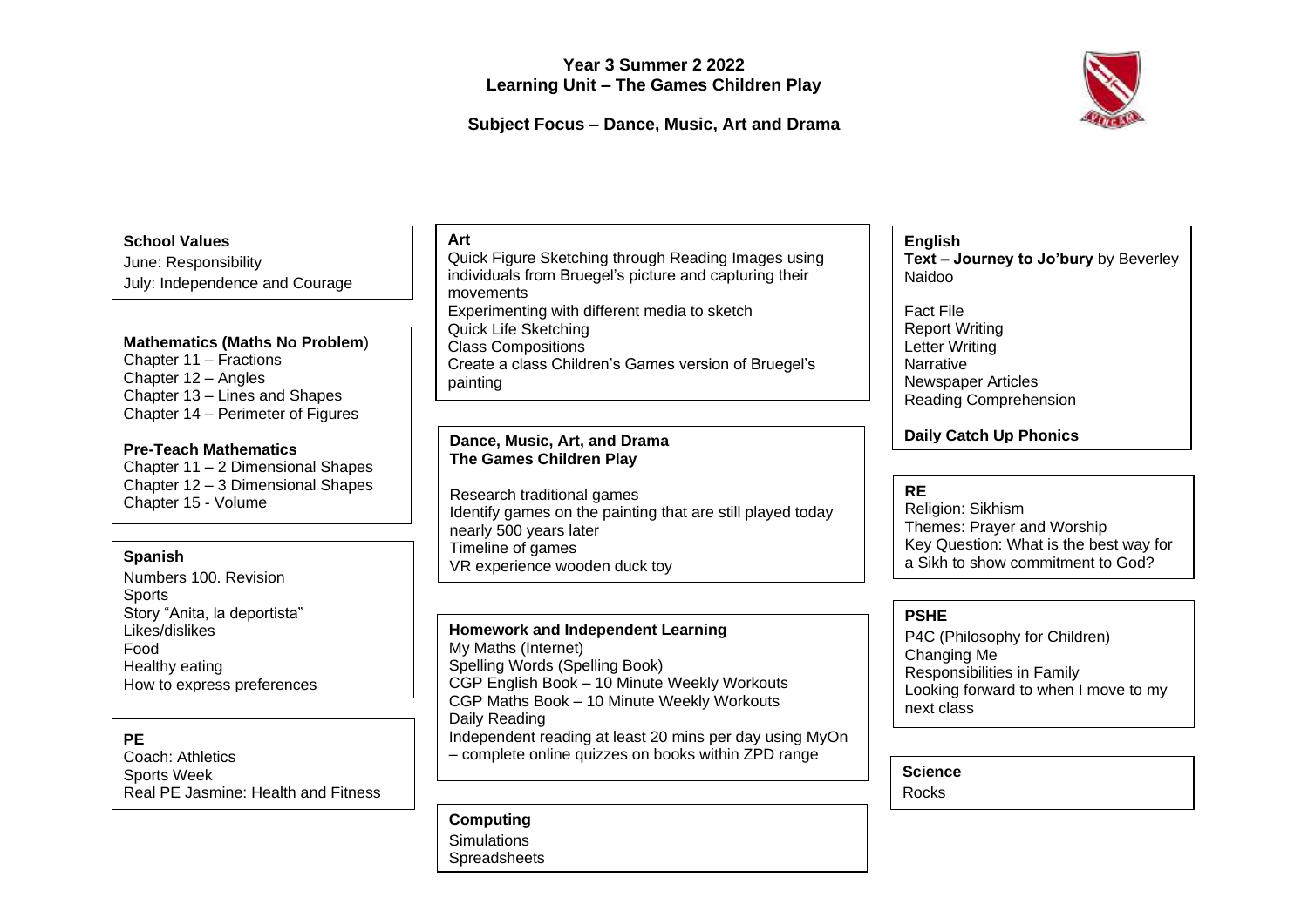# Year 3 Summer 2 2022
## Learning Unit – The Games Children Play

### Subject Focus – Dance, Music, Art and Drama

**School Values**

June: Responsibility
July: Independence and Courage

**Mathematics (Maths No Problem)**

Chapter 11 – Fractions
Chapter 12 – Angles
Chapter 13 – Lines and Shapes
Chapter 14 – Perimeter of Figures

**Pre-Teach Mathematics**

Chapter 11 – 2 Dimensional Shapes
Chapter 12 – 3 Dimensional Shapes
Chapter 15 - Volume

**Spanish**

Numbers 100. Revision
Sports
Story "Anita, la deportista"
Likes/dislikes
Food
Healthy eating
How to express preferences

**PE**

Coach: Athletics
Sports Week
Real PE Jasmine: Health and Fitness

**Art**

Quick Figure Sketching through Reading Images using individuals from Bruegel's picture and capturing their movements
Experimenting with different media to sketch
Quick Life Sketching
Class Compositions
Create a class Children's Games version of Bruegel's painting

**Dance, Music, Art, and Drama**
**The Games Children Play**

Research traditional games
Identify games on the painting that are still played today nearly 500 years later
Timeline of games
VR experience wooden duck toy

**Homework and Independent Learning**

My Maths (Internet)
Spelling Words (Spelling Book)
CGP English Book – 10 Minute Weekly Workouts
CGP Maths Book – 10 Minute Weekly Workouts
Daily Reading
Independent reading at least 20 mins per day using MyOn – complete online quizzes on books within ZPD range

**Computing**

Simulations
Spreadsheets

**English**

**Text – Journey to Jo'bury** by Beverley Naidoo

Fact File
Report Writing
Letter Writing
Narrative
Newspaper Articles
Reading Comprehension

**Daily Catch Up Phonics**

**RE**

Religion: Sikhism
Themes: Prayer and Worship
Key Question: What is the best way for a Sikh to show commitment to God?

**PSHE**

P4C (Philosophy for Children)
Changing Me
Responsibilities in Family
Looking forward to when I move to my next class

**Science**

Rocks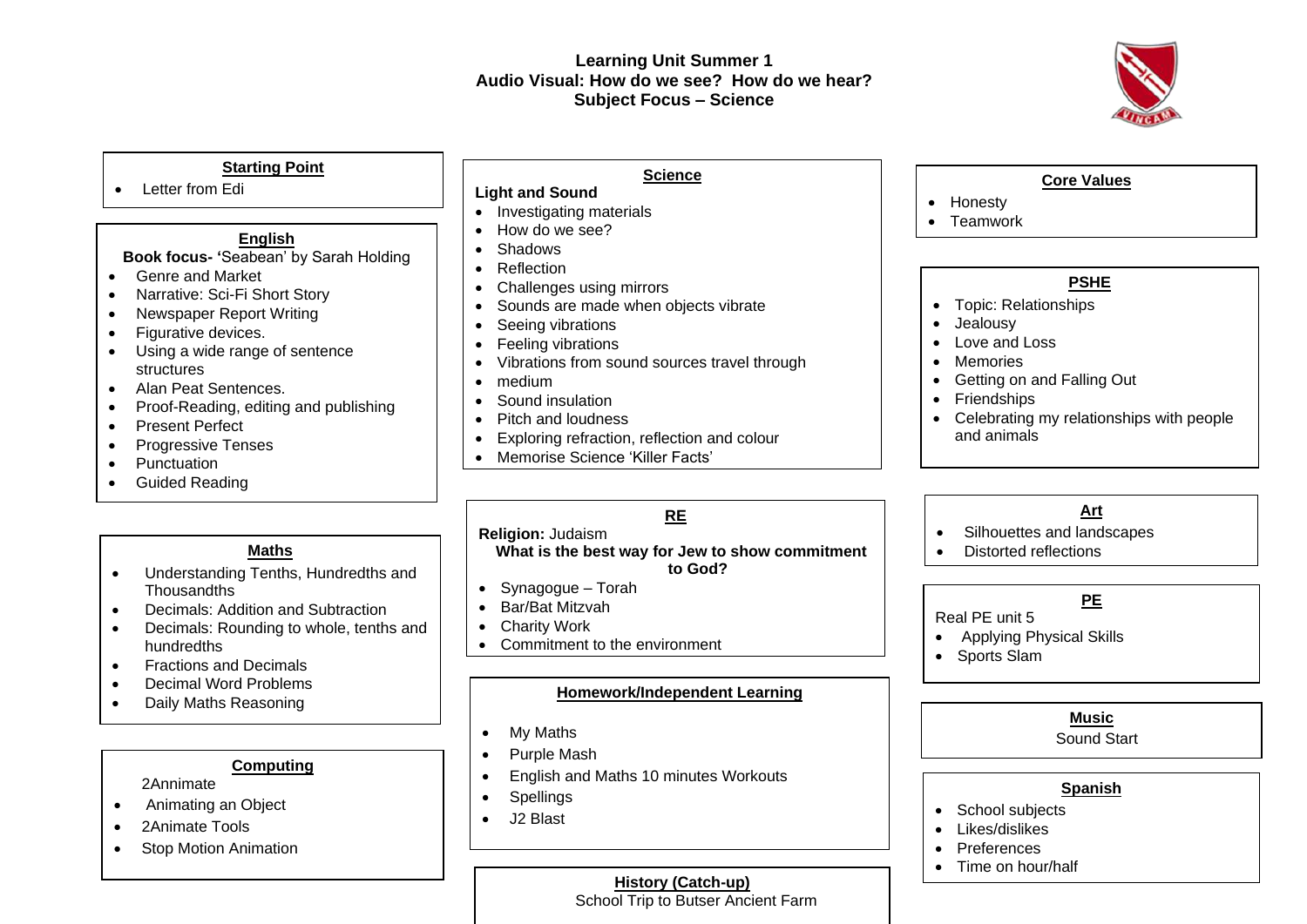# Learning Unit Summer 1
## Audio Visual: How do we see? How do we hear?
## Subject Focus – Science

### Starting Point
- Letter from Edi

### English
**Book focus- '**Seabean' by Sarah Holding
- Genre and Market
- Narrative: Sci-Fi Short Story
- Newspaper Report Writing
- Figurative devices.
- Using a wide range of sentence structures
- Alan Peat Sentences.
- Proof-Reading, editing and publishing
- Present Perfect
- Progressive Tenses
- Punctuation
- Guided Reading

### Maths
- Understanding Tenths, Hundredths and Thousandths
- Decimals: Addition and Subtraction
- Decimals: Rounding to whole, tenths and hundredths
- Fractions and Decimals
- Decimal Word Problems
- Daily Maths Reasoning

### Computing
2Annimate
- Animating an Object
- 2Animate Tools
- Stop Motion Animation

### Science
**Light and Sound**
- Investigating materials
- How do we see?
- Shadows
- Reflection
- Challenges using mirrors
- Sounds are made when objects vibrate
- Seeing vibrations
- Feeling vibrations
- Vibrations from sound sources travel through
- medium
- Sound insulation
- Pitch and loudness
- Exploring refraction, reflection and colour
- Memorise Science 'Killer Facts'

### RE
**Religion:** Judaism

**What is the best way for Jew to show commitment to God?**
- Synagogue – Torah
- Bar/Bat Mitzvah
- Charity Work
- Commitment to the environment

### Homework/Independent Learning
- My Maths
- Purple Mash
- English and Maths 10 minutes Workouts
- Spellings
- J2 Blast

### History (Catch-up)
School Trip to Butser Ancient Farm

### Core Values
- Honesty
- Teamwork

### PSHE
- Topic: Relationships
- Jealousy
- Love and Loss
- Memories
- Getting on and Falling Out
- Friendships
- Celebrating my relationships with people and animals

### Art
- Silhouettes and landscapes
- Distorted reflections

### PE
Real PE unit 5
- Applying Physical Skills
- Sports Slam

### Music
Sound Start

### Spanish
- School subjects
- Likes/dislikes
- Preferences
- Time on hour/half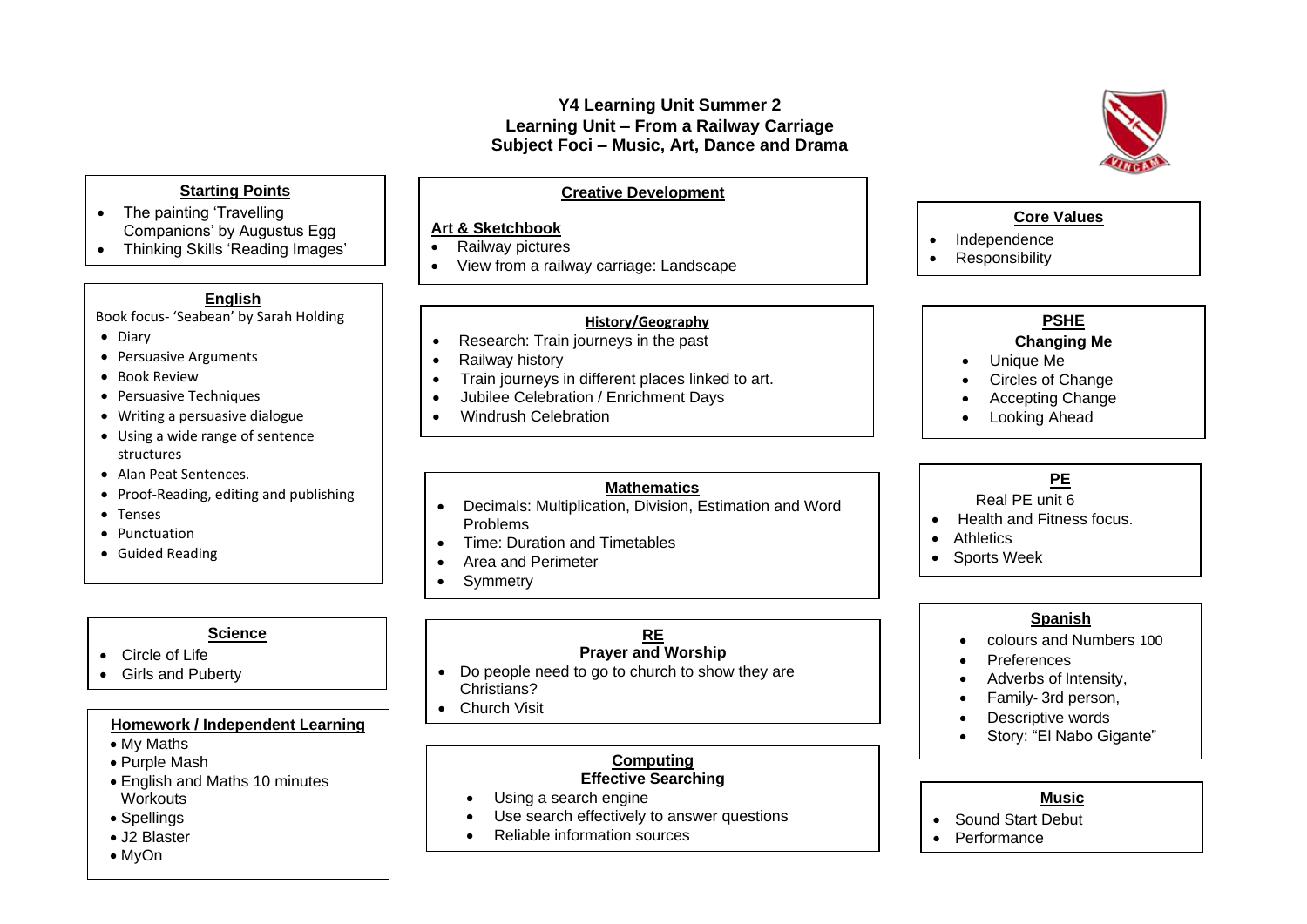# Y4 Learning Unit Summer 2
## Learning Unit – From a Railway Carriage
## Subject Foci – Music, Art, Dance and Drama

### Starting Points
- The painting 'Travelling Companions' by Augustus Egg
- Thinking Skills 'Reading Images'

### English
Book focus- 'Seabean' by Sarah Holding
- Diary
- Persuasive Arguments
- Book Review
- Persuasive Techniques
- Writing a persuasive dialogue
- Using a wide range of sentence structures
- Alan Peat Sentences.
- Proof-Reading, editing and publishing
- Tenses
- Punctuation
- Guided Reading

### Science
- Circle of Life
- Girls and Puberty

### Homework / Independent Learning
- My Maths
- Purple Mash
- English and Maths 10 minutes Workouts
- Spellings
- J2 Blaster
- MyOn

### Creative Development

**Art & Sketchbook**
- Railway pictures
- View from a railway carriage: Landscape

### History/Geography
- Research: Train journeys in the past
- Railway history
- Train journeys in different places linked to art.
- Jubilee Celebration / Enrichment Days
- Windrush Celebration

### Mathematics
- Decimals: Multiplication, Division, Estimation and Word Problems
- Time: Duration and Timetables
- Area and Perimeter
- Symmetry

### RE
**Prayer and Worship**
- Do people need to go to church to show they are Christians?
- Church Visit

### Computing
**Effective Searching**
- Using a search engine
- Use search effectively to answer questions
- Reliable information sources

### Core Values
- Independence
- Responsibility

### PSHE
**Changing Me**
- Unique Me
- Circles of Change
- Accepting Change
- Looking Ahead

### PE
Real PE unit 6
- Health and Fitness focus.
- Athletics
- Sports Week

### Spanish
- colours and Numbers 100
- Preferences
- Adverbs of Intensity,
- Family- 3rd person,
- Descriptive words
- Story: "El Nabo Gigante"

### Music
- Sound Start Debut
- Performance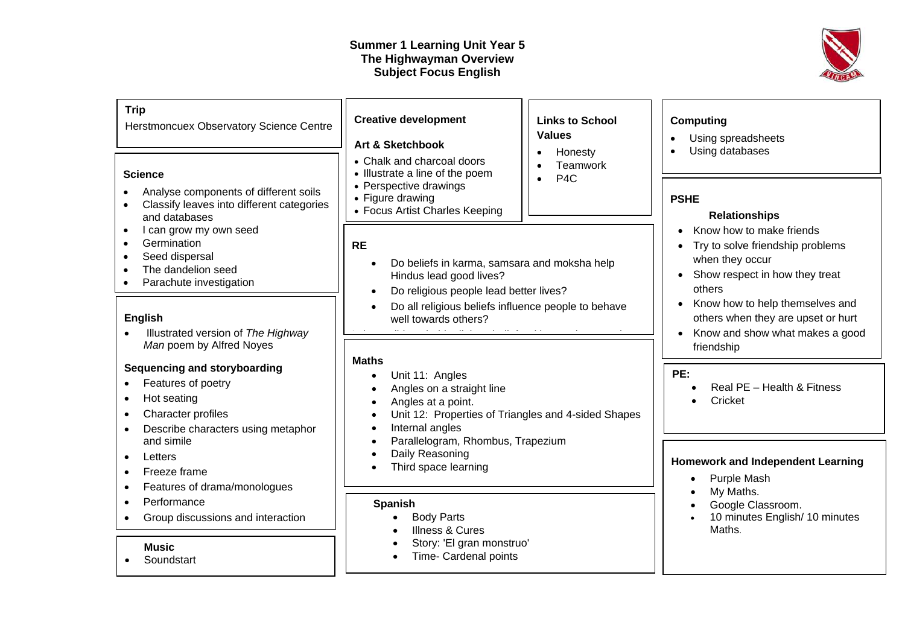# Summer 1 Learning Unit Year 5
## The Highwayman Overview
## Subject Focus English

**Trip**

Herstmoncuex Observatory Science Centre

**Science**

- Analyse components of different soils
- Classify leaves into different categories and databases
- I can grow my own seed
- Germination
- Seed dispersal
- The dandelion seed
- Parachute investigation

**English**

- Illustrated version of *The Highway Man* poem by Alfred Noyes

**Sequencing and storyboarding**

- Features of poetry
- Hot seating
- Character profiles
- Describe characters using metaphor and simile
- Letters
- Freeze frame
- Features of drama/monologues
- Performance
- Group discussions and interaction

**Music**

- Soundstart

**Creative development**

**Art & Sketchbook**

- Chalk and charcoal doors
- Illustrate a line of the poem
- Perspective drawings
- Figure drawing
- Focus Artist Charles Keeping

**Links to School Values**

- Honesty
- Teamwork
- P4C

**RE**

- Do beliefs in karma, samsara and moksha help Hindus lead good lives?
- Do religious people lead better lives?
- Do all religious beliefs influence people to behave well towards others?

**Maths**

- Unit 11: Angles
- Angles on a straight line
- Angles at a point.
- Unit 12: Properties of Triangles and 4-sided Shapes
- Internal angles
- Parallelogram, Rhombus, Trapezium
- Daily Reasoning
- Third space learning

**Spanish**

- Body Parts
- Illness & Cures
- Story: 'El gran monstruo'
- Time- Cardenal points

**Computing**

- Using spreadsheets
- Using databases

**PSHE**

**Relationships**

- Know how to make friends
- Try to solve friendship problems when they occur
- Show respect in how they treat others
- Know how to help themselves and others when they are upset or hurt
- Know and show what makes a good friendship

**PE:**

- Real PE – Health & Fitness
- Cricket

**Homework and Independent Learning**

- Purple Mash
- My Maths.
- Google Classroom.
- 10 minutes English/ 10 minutes Maths.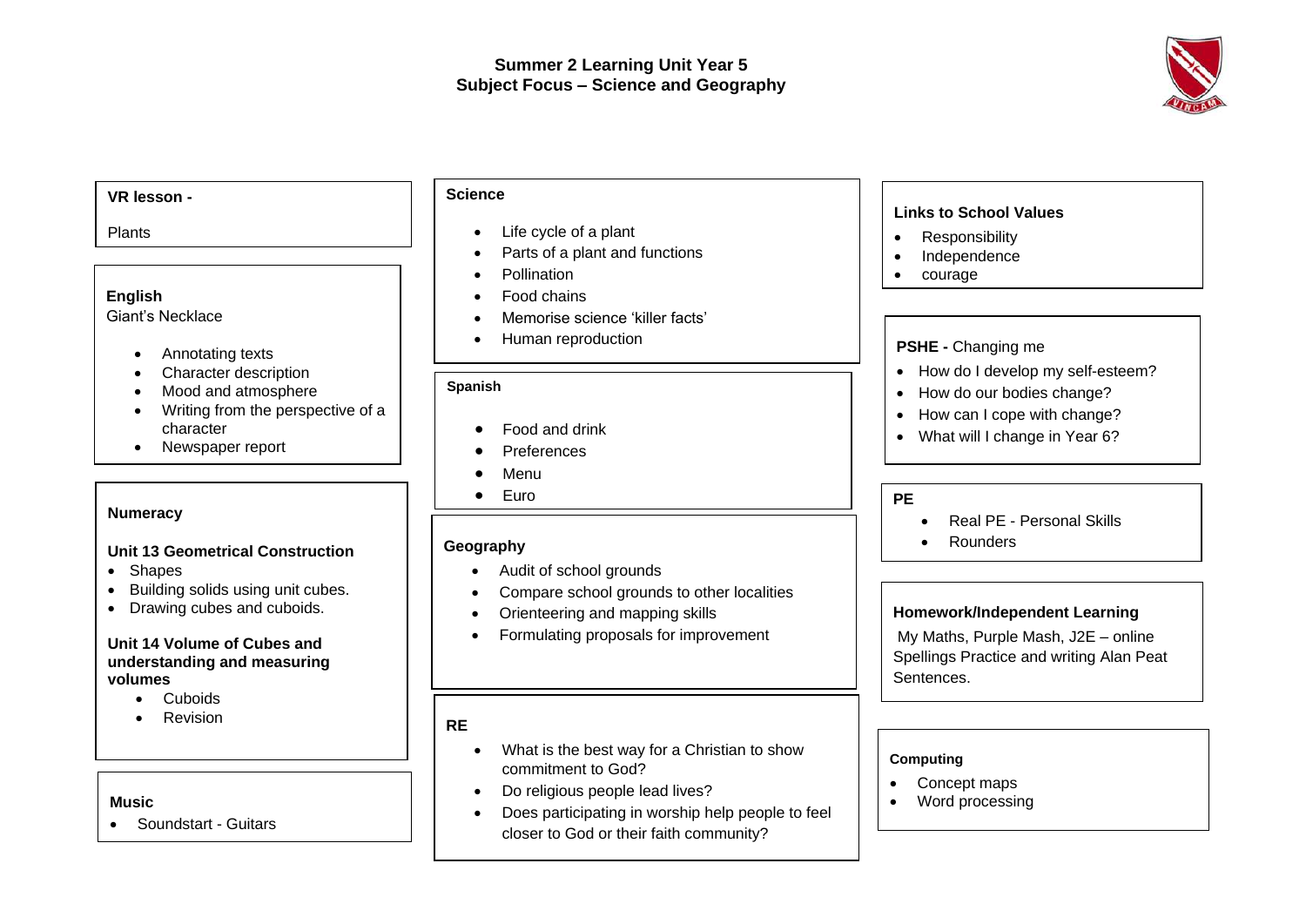# Summer 2 Learning Unit Year 5
## Subject Focus – Science and Geography

**VR lesson -**

Plants

**English**

Giant's Necklace

- Annotating texts
- Character description
- Mood and atmosphere
- Writing from the perspective of a character
- Newspaper report

**Numeracy**

**Unit 13 Geometrical Construction**

- Shapes
- Building solids using unit cubes.
- Drawing cubes and cuboids.

**Unit 14 Volume of Cubes and understanding and measuring volumes**

- Cuboids
- Revision

**Music**

- Soundstart - Guitars

**Science**

- Life cycle of a plant
- Parts of a plant and functions
- Pollination
- Food chains
- Memorise science 'killer facts'
- Human reproduction

**Spanish**

- Food and drink
- Preferences
- Menu
- Euro

**Geography**

- Audit of school grounds
- Compare school grounds to other localities
- Orienteering and mapping skills
- Formulating proposals for improvement

**RE**

- What is the best way for a Christian to show commitment to God?
- Do religious people lead lives?
- Does participating in worship help people to feel closer to God or their faith community?

**Links to School Values**

- Responsibility
- Independence
- courage

**PSHE -** Changing me

- How do I develop my self-esteem?
- How do our bodies change?
- How can I cope with change?
- What will I change in Year 6?

**PE**

- Real PE - Personal Skills
- Rounders

**Homework/Independent Learning**

My Maths, Purple Mash, J2E – online Spellings Practice and writing Alan Peat Sentences.

**Computing**

- Concept maps
- Word processing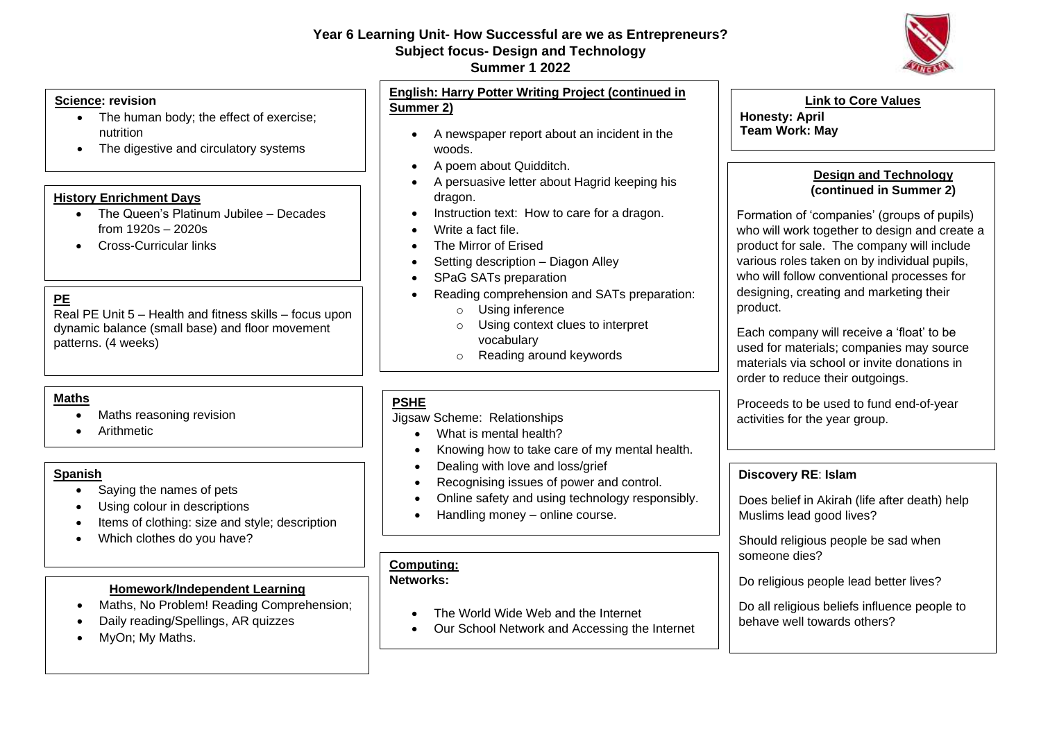# Year 6 Learning Unit- How Successful are we as Entrepreneurs?

## Subject focus- Design and Technology

## Summer 1 2022

### Science: revision

- The human body; the effect of exercise; nutrition
- The digestive and circulatory systems

### History Enrichment Days

- The Queen's Platinum Jubilee – Decades from 1920s – 2020s
- Cross-Curricular links

### PE

Real PE Unit 5 – Health and fitness skills – focus upon dynamic balance (small base) and floor movement patterns. (4 weeks)

### Maths

- Maths reasoning revision
- Arithmetic

### Spanish

- Saying the names of pets
- Using colour in descriptions
- Items of clothing: size and style; description
- Which clothes do you have?

### Homework/Independent Learning

- Maths, No Problem! Reading Comprehension;
- Daily reading/Spellings, AR quizzes
- MyOn; My Maths.

### English: Harry Potter Writing Project (continued in Summer 2)

- A newspaper report about an incident in the woods.
- A poem about Quidditch.
- A persuasive letter about Hagrid keeping his dragon.
- Instruction text: How to care for a dragon.
- Write a fact file.
- The Mirror of Erised
- Setting description – Diagon Alley
- SPaG SATs preparation
- Reading comprehension and SATs preparation:
  - Using inference
  - Using context clues to interpret vocabulary
  - Reading around keywords

### PSHE

Jigsaw Scheme: Relationships

- What is mental health?
- Knowing how to take care of my mental health.
- Dealing with love and loss/grief
- Recognising issues of power and control.
- Online safety and using technology responsibly.
- Handling money – online course.

### Computing:

**Networks:**

- The World Wide Web and the Internet
- Our School Network and Accessing the Internet

### Link to Core Values

**Honesty: April**
**Team Work: May**

### Design and Technology (continued in Summer 2)

Formation of 'companies' (groups of pupils) who will work together to design and create a product for sale. The company will include various roles taken on by individual pupils, who will follow conventional processes for designing, creating and marketing their product.

Each company will receive a 'float' to be used for materials; companies may source materials via school or invite donations in order to reduce their outgoings.

Proceeds to be used to fund end-of-year activities for the year group.

### Discovery RE: Islam

Does belief in Akirah (life after death) help Muslims lead good lives?

Should religious people be sad when someone dies?

Do religious people lead better lives?

Do all religious beliefs influence people to behave well towards others?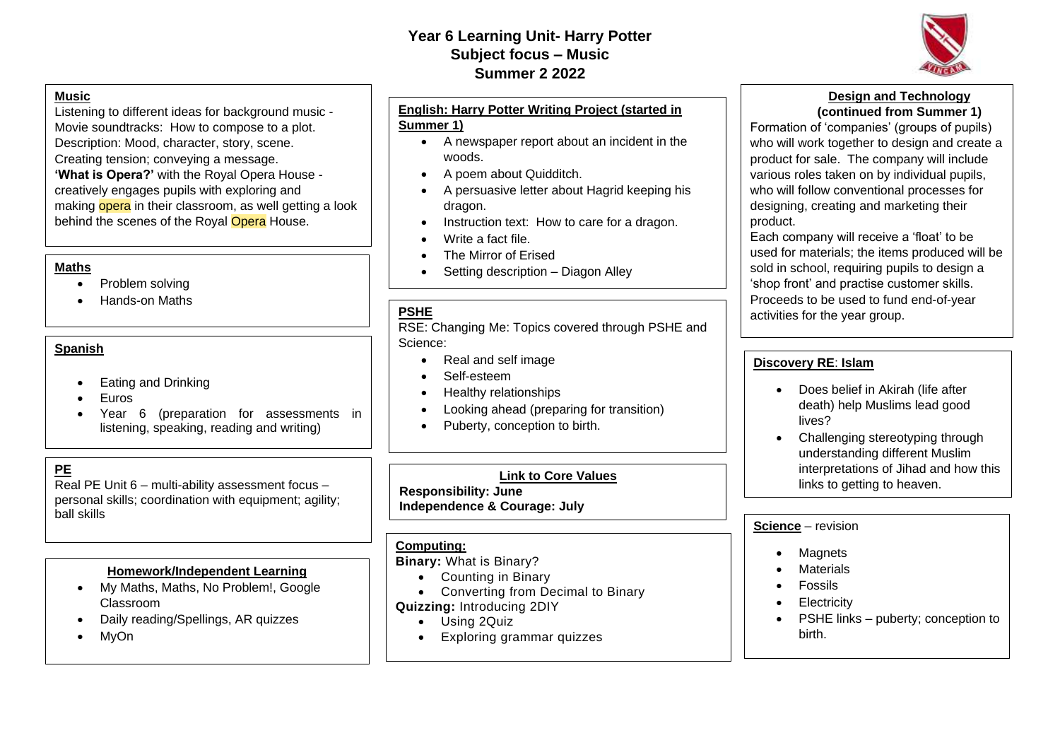# Year 6 Learning Unit- Harry Potter
## Subject focus – Music
## Summer 2 2022

### Music

Listening to different ideas for background music - Movie soundtracks: How to compose to a plot. Description: Mood, character, story, scene. Creating tension; conveying a message.
**'What is Opera?'** with the Royal Opera House - creatively engages pupils with exploring and making opera in their classroom, as well getting a look behind the scenes of the Royal Opera House.

### Maths

- Problem solving
- Hands-on Maths

### Spanish

- Eating and Drinking
- Euros
- Year 6 (preparation for assessments in listening, speaking, reading and writing)

### PE

Real PE Unit 6 – multi-ability assessment focus – personal skills; coordination with equipment; agility; ball skills

### Homework/Independent Learning

- My Maths, Maths, No Problem!, Google Classroom
- Daily reading/Spellings, AR quizzes
- MyOn

### English: Harry Potter Writing Project (started in Summer 1)

- A newspaper report about an incident in the woods.
- A poem about Quidditch.
- A persuasive letter about Hagrid keeping his dragon.
- Instruction text: How to care for a dragon.
- Write a fact file.
- The Mirror of Erised
- Setting description – Diagon Alley

### PSHE

RSE: Changing Me: Topics covered through PSHE and Science:

- Real and self image
- Self-esteem
- Healthy relationships
- Looking ahead (preparing for transition)
- Puberty, conception to birth.

### Link to Core Values

**Responsibility: June**
**Independence & Courage: July**

### Computing:

**Binary:** What is Binary?

- Counting in Binary
- Converting from Decimal to Binary

**Quizzing:** Introducing 2DIY

- Using 2Quiz
- Exploring grammar quizzes

### Design and Technology (continued from Summer 1)

Formation of 'companies' (groups of pupils) who will work together to design and create a product for sale. The company will include various roles taken on by individual pupils, who will follow conventional processes for designing, creating and marketing their product.
Each company will receive a 'float' to be used for materials; the items produced will be sold in school, requiring pupils to design a 'shop front' and practise customer skills. Proceeds to be used to fund end-of-year activities for the year group.

### Discovery RE: Islam

- Does belief in Akirah (life after death) help Muslims lead good lives?
- Challenging stereotyping through understanding different Muslim interpretations of Jihad and how this links to getting to heaven.

### Science – revision

- Magnets
- Materials
- Fossils
- Electricity
- PSHE links – puberty; conception to birth.